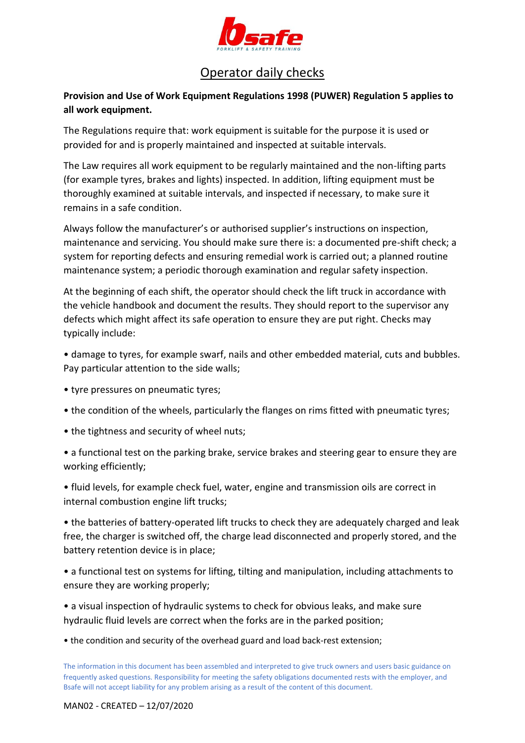# Operator daily checks

**Provision and Use of Work Equipment Regulations 1998 (PUWER) Regulation 5 applies to all work equipment.**

The Regulations require that: work equipment is suitable for the purpose it is used or provided for and is properly maintained and inspected at suitable intervals.

The Law requires all work equipment to be regularly maintained and the non-lifting parts (for example tyres, brakes and lights) inspected. In addition, lifting equipment must be thoroughly examined at suitable intervals, and inspected if necessary, to make sure it remains in a safe condition.

Always follow the manufacturer's or authorised supplier's instructions on inspection, maintenance and servicing. You should make sure there is: a documented pre-shift check; a system for reporting defects and ensuring remedial work is carried out; a planned routine maintenance system; a periodic thorough examination and regular safety inspection.

At the beginning of each shift, the operator should check the lift truck in accordance with the vehicle handbook and document the results. They should report to the supervisor any defects which might affect its safe operation to ensure they are put right. Checks may typically include:

- damage to tyres, for example swarf, nails and other embedded material, cuts and bubbles. Pay particular attention to the side walls;
- tyre pressures on pneumatic tyres;
- the condition of the wheels, particularly the flanges on rims fitted with pneumatic tyres;
- the tightness and security of wheel nuts;
- a functional test on the parking brake, service brakes and steering gear to ensure they are working efficiently;
- fluid levels, for example check fuel, water, engine and transmission oils are correct in internal combustion engine lift trucks;
- the batteries of battery-operated lift trucks to check they are adequately charged and leak free, the charger is switched off, the charge lead disconnected and properly stored, and the battery retention device is in place;
- a functional test on systems for lifting, tilting and manipulation, including attachments to ensure they are working properly;
- a visual inspection of hydraulic systems to check for obvious leaks, and make sure hydraulic fluid levels are correct when the forks are in the parked position;
- the condition and security of the overhead guard and load back-rest extension;

The information in this document has been assembled and interpreted to give truck owners and users basic guidance on frequently asked questions. Responsibility for meeting the safety obligations documented rests with the employer, and Bsafe will not accept liability for any problem arising as a result of the content of this document.

MAN02 - CREATED – 12/07/2020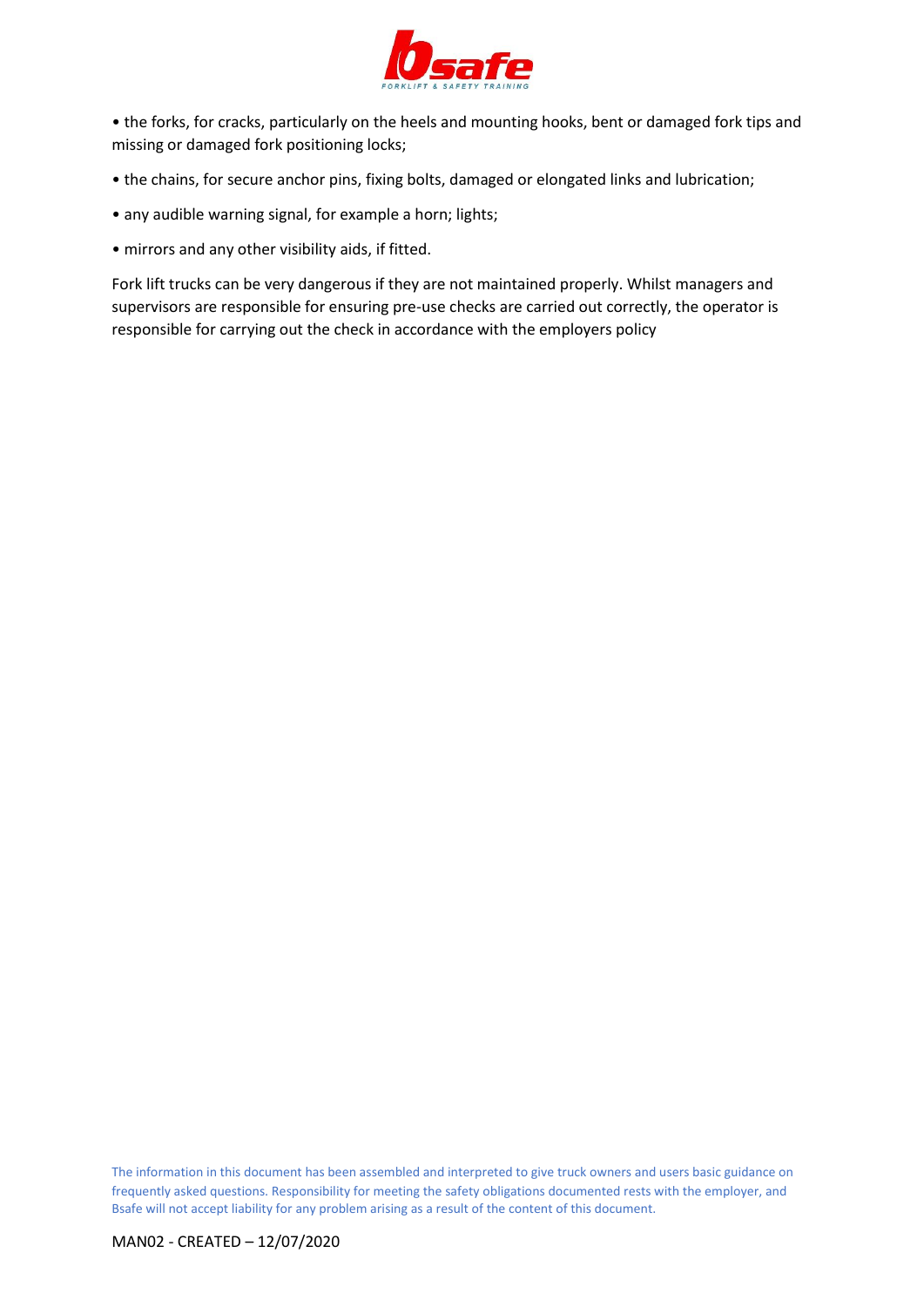- the forks, for cracks, particularly on the heels and mounting hooks, bent or damaged fork tips and missing or damaged fork positioning locks;
- the chains, for secure anchor pins, fixing bolts, damaged or elongated links and lubrication;
- any audible warning signal, for example a horn; lights;
- mirrors and any other visibility aids, if fitted.

Fork lift trucks can be very dangerous if they are not maintained properly. Whilst managers and supervisors are responsible for ensuring pre-use checks are carried out correctly, the operator is responsible for carrying out the check in accordance with the employers policy

The information in this document has been assembled and interpreted to give truck owners and users basic guidance on frequently asked questions. Responsibility for meeting the safety obligations documented rests with the employer, and Bsafe will not accept liability for any problem arising as a result of the content of this document.

MAN02 - CREATED – 12/07/2020